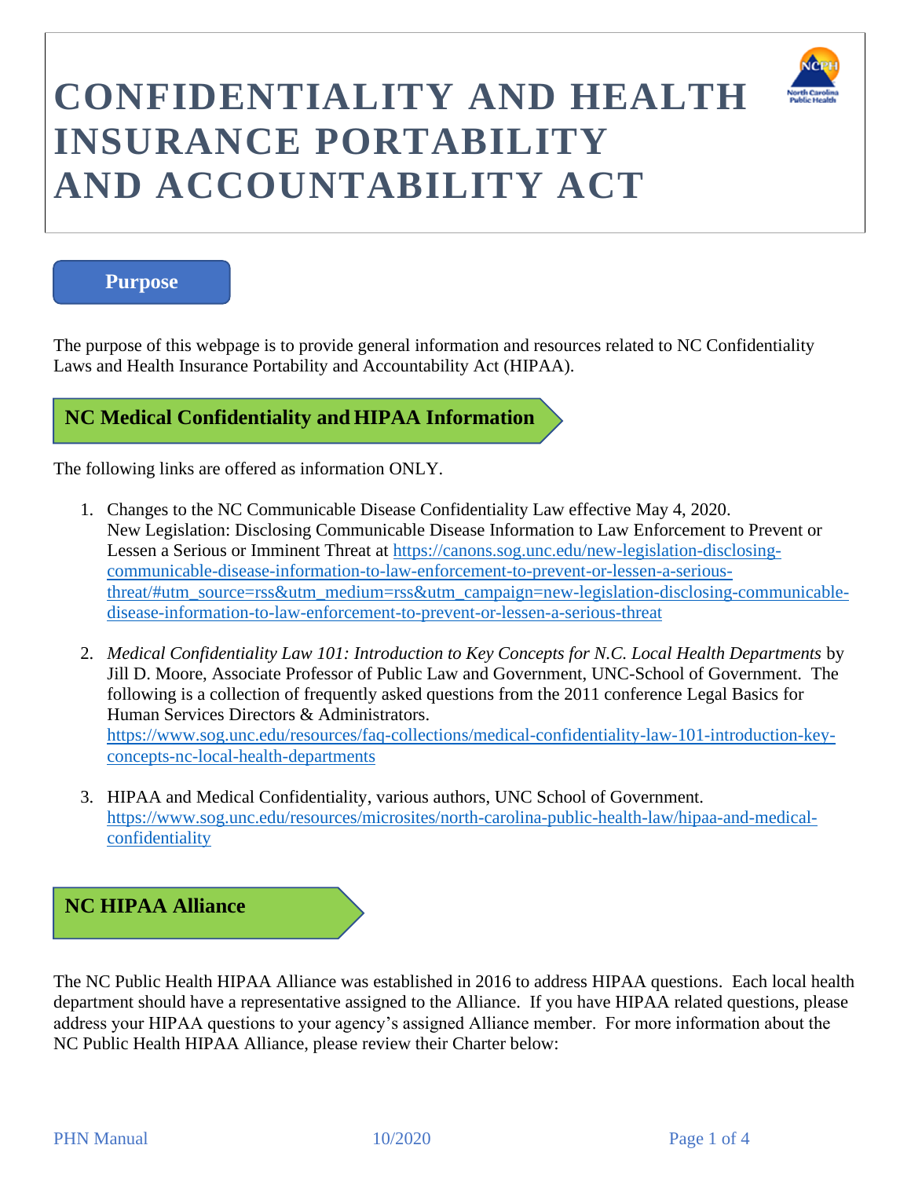# CONFIDENTIALITY AND HEALTH INSURANCE PORTABILITY AND ACCOUNTABILITY ACT

## Purpose

The purpose of this webpage is to provide general information and resources related to NC Confidentiality Laws and Health Insurance Portability and Accountability Act (HIPAA).

## NC Medical Confidentiality and HIPAA Information

The following links are offered as information ONLY.

1. Changes to the NC Communicable Disease Confidentiality Law effective May 4, 2020.
   New Legislation: Disclosing Communicable Disease Information to Law Enforcement to Prevent or Lessen a Serious or Imminent Threat at https://canons.sog.unc.edu/new-legislation-disclosing-communicable-disease-information-to-law-enforcement-to-prevent-or-lessen-a-serious-threat/#utm_source=rss&utm_medium=rss&utm_campaign=new-legislation-disclosing-communicable-disease-information-to-law-enforcement-to-prevent-or-lessen-a-serious-threat

2. *Medical Confidentiality Law 101: Introduction to Key Concepts for N.C. Local Health Departments* by Jill D. Moore, Associate Professor of Public Law and Government, UNC-School of Government. The following is a collection of frequently asked questions from the 2011 conference Legal Basics for Human Services Directors & Administrators.
   https://www.sog.unc.edu/resources/faq-collections/medical-confidentiality-law-101-introduction-key-concepts-nc-local-health-departments

3. HIPAA and Medical Confidentiality, various authors, UNC School of Government.
   https://www.sog.unc.edu/resources/microsites/north-carolina-public-health-law/hipaa-and-medical-confidentiality

## NC HIPAA Alliance

The NC Public Health HIPAA Alliance was established in 2016 to address HIPAA questions. Each local health department should have a representative assigned to the Alliance. If you have HIPAA related questions, please address your HIPAA questions to your agency's assigned Alliance member. For more information about the NC Public Health HIPAA Alliance, please review their Charter below: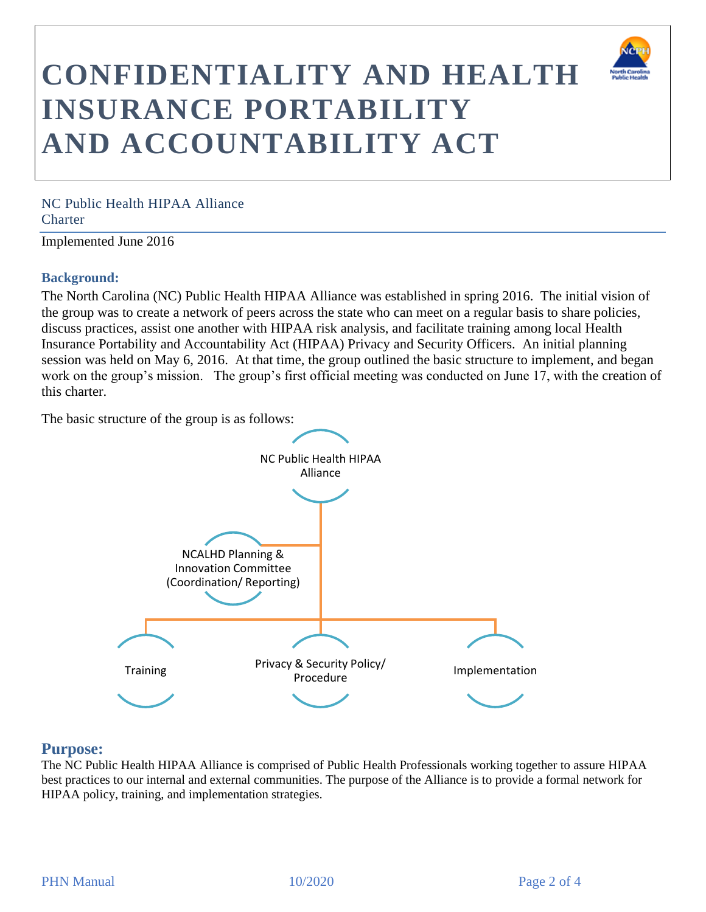# CONFIDENTIALITY AND HEALTH INSURANCE PORTABILITY AND ACCOUNTABILITY ACT

NC Public Health HIPAA Alliance
Charter

Implemented June 2016

### Background:

The North Carolina (NC) Public Health HIPAA Alliance was established in spring 2016. The initial vision of the group was to create a network of peers across the state who can meet on a regular basis to share policies, discuss practices, assist one another with HIPAA risk analysis, and facilitate training among local Health Insurance Portability and Accountability Act (HIPAA) Privacy and Security Officers. An initial planning session was held on May 6, 2016. At that time, the group outlined the basic structure to implement, and began work on the group's mission. The group's first official meeting was conducted on June 17, with the creation of this charter.

The basic structure of the group is as follows:

- NC Public Health HIPAA Alliance
  - NCALHD Planning & Innovation Committee (Coordination/ Reporting)
  - Training
  - Privacy & Security Policy/ Procedure
  - Implementation

## Purpose:

The NC Public Health HIPAA Alliance is comprised of Public Health Professionals working together to assure HIPAA best practices to our internal and external communities. The purpose of the Alliance is to provide a formal network for HIPAA policy, training, and implementation strategies.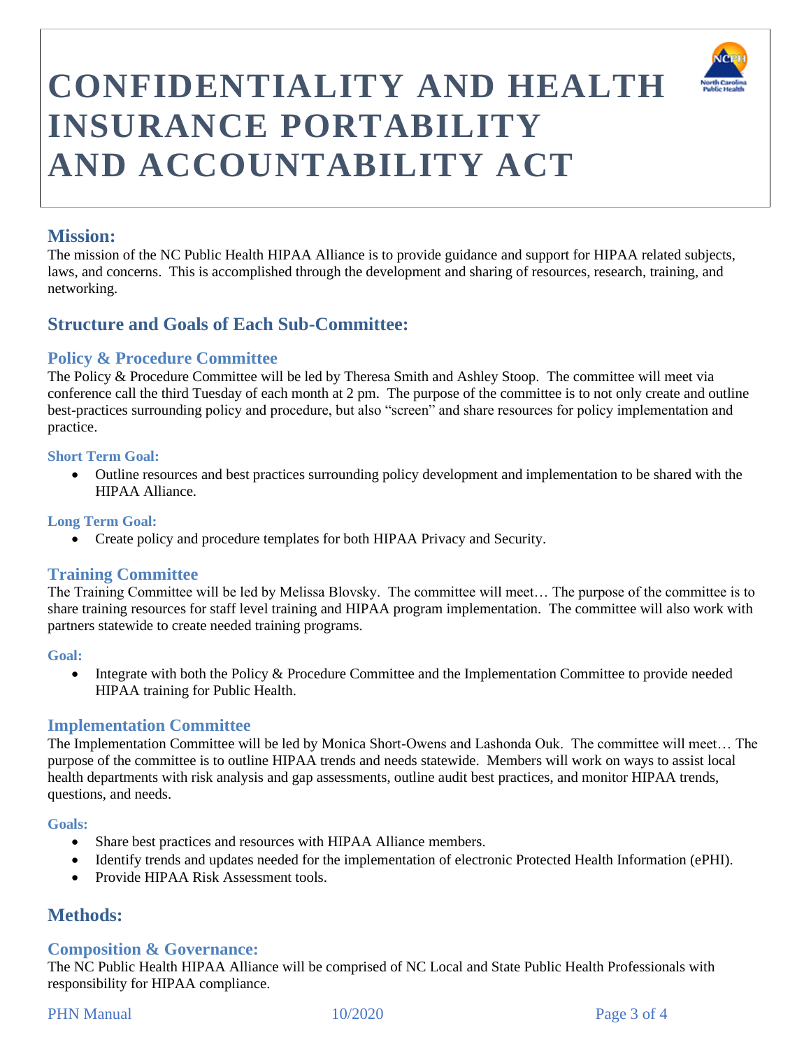# CONFIDENTIALITY AND HEALTH INSURANCE PORTABILITY AND ACCOUNTABILITY ACT

## Mission:

The mission of the NC Public Health HIPAA Alliance is to provide guidance and support for HIPAA related subjects, laws, and concerns. This is accomplished through the development and sharing of resources, research, training, and networking.

## Structure and Goals of Each Sub-Committee:

### Policy & Procedure Committee

The Policy & Procedure Committee will be led by Theresa Smith and Ashley Stoop. The committee will meet via conference call the third Tuesday of each month at 2 pm. The purpose of the committee is to not only create and outline best-practices surrounding policy and procedure, but also "screen" and share resources for policy implementation and practice.

#### Short Term Goal:

- Outline resources and best practices surrounding policy development and implementation to be shared with the HIPAA Alliance.

#### Long Term Goal:

- Create policy and procedure templates for both HIPAA Privacy and Security.

### Training Committee

The Training Committee will be led by Melissa Blovsky. The committee will meet… The purpose of the committee is to share training resources for staff level training and HIPAA program implementation. The committee will also work with partners statewide to create needed training programs.

#### Goal:

- Integrate with both the Policy & Procedure Committee and the Implementation Committee to provide needed HIPAA training for Public Health.

### Implementation Committee

The Implementation Committee will be led by Monica Short-Owens and Lashonda Ouk. The committee will meet… The purpose of the committee is to outline HIPAA trends and needs statewide. Members will work on ways to assist local health departments with risk analysis and gap assessments, outline audit best practices, and monitor HIPAA trends, questions, and needs.

#### Goals:

- Share best practices and resources with HIPAA Alliance members.
- Identify trends and updates needed for the implementation of electronic Protected Health Information (ePHI).
- Provide HIPAA Risk Assessment tools.

## Methods:

### Composition & Governance:

The NC Public Health HIPAA Alliance will be comprised of NC Local and State Public Health Professionals with responsibility for HIPAA compliance.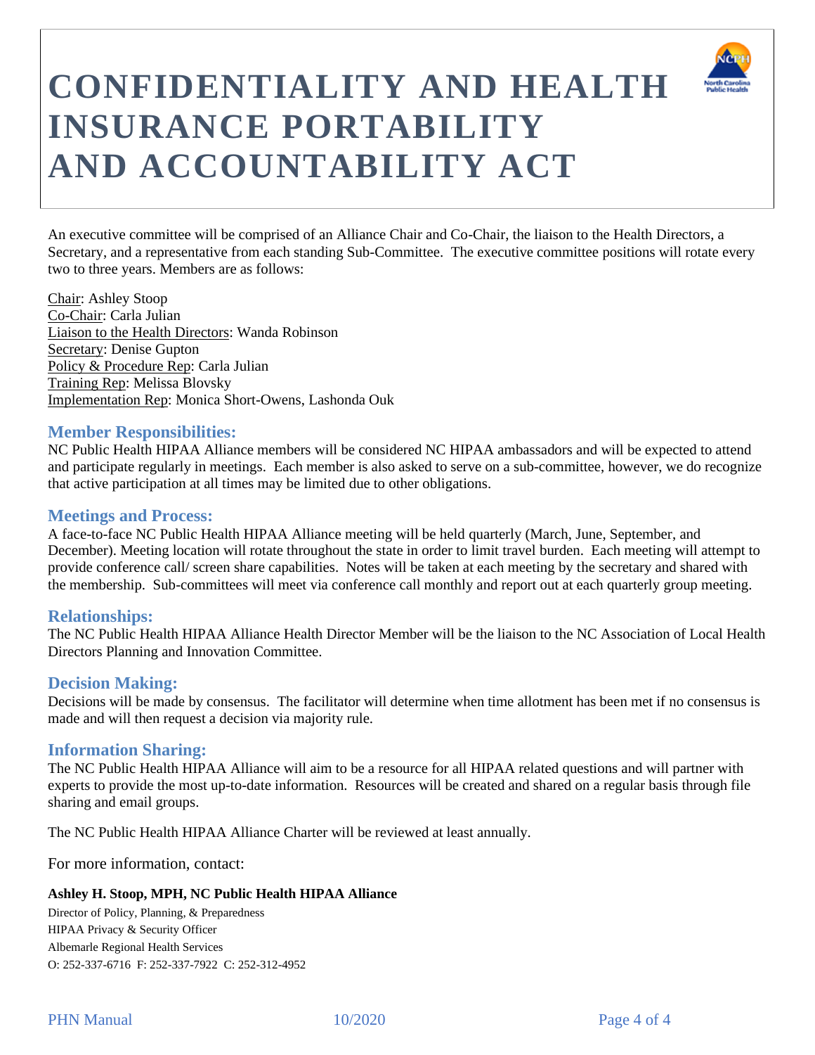# CONFIDENTIALITY AND HEALTH INSURANCE PORTABILITY AND ACCOUNTABILITY ACT

An executive committee will be comprised of an Alliance Chair and Co-Chair, the liaison to the Health Directors, a Secretary, and a representative from each standing Sub-Committee. The executive committee positions will rotate every two to three years. Members are as follows:

Chair: Ashley Stoop
Co-Chair: Carla Julian
Liaison to the Health Directors: Wanda Robinson
Secretary: Denise Gupton
Policy & Procedure Rep: Carla Julian
Training Rep: Melissa Blovsky
Implementation Rep: Monica Short-Owens, Lashonda Ouk

## Member Responsibilities:

NC Public Health HIPAA Alliance members will be considered NC HIPAA ambassadors and will be expected to attend and participate regularly in meetings. Each member is also asked to serve on a sub-committee, however, we do recognize that active participation at all times may be limited due to other obligations.

## Meetings and Process:

A face-to-face NC Public Health HIPAA Alliance meeting will be held quarterly (March, June, September, and December). Meeting location will rotate throughout the state in order to limit travel burden. Each meeting will attempt to provide conference call/ screen share capabilities. Notes will be taken at each meeting by the secretary and shared with the membership. Sub-committees will meet via conference call monthly and report out at each quarterly group meeting.

## Relationships:

The NC Public Health HIPAA Alliance Health Director Member will be the liaison to the NC Association of Local Health Directors Planning and Innovation Committee.

## Decision Making:

Decisions will be made by consensus. The facilitator will determine when time allotment has been met if no consensus is made and will then request a decision via majority rule.

## Information Sharing:

The NC Public Health HIPAA Alliance will aim to be a resource for all HIPAA related questions and will partner with experts to provide the most up-to-date information. Resources will be created and shared on a regular basis through file sharing and email groups.

The NC Public Health HIPAA Alliance Charter will be reviewed at least annually.

For more information, contact:

**Ashley H. Stoop, MPH, NC Public Health HIPAA Alliance**
Director of Policy, Planning, & Preparedness
HIPAA Privacy & Security Officer
Albemarle Regional Health Services
O: 252-337-6716 F: 252-337-7922 C: 252-312-4952